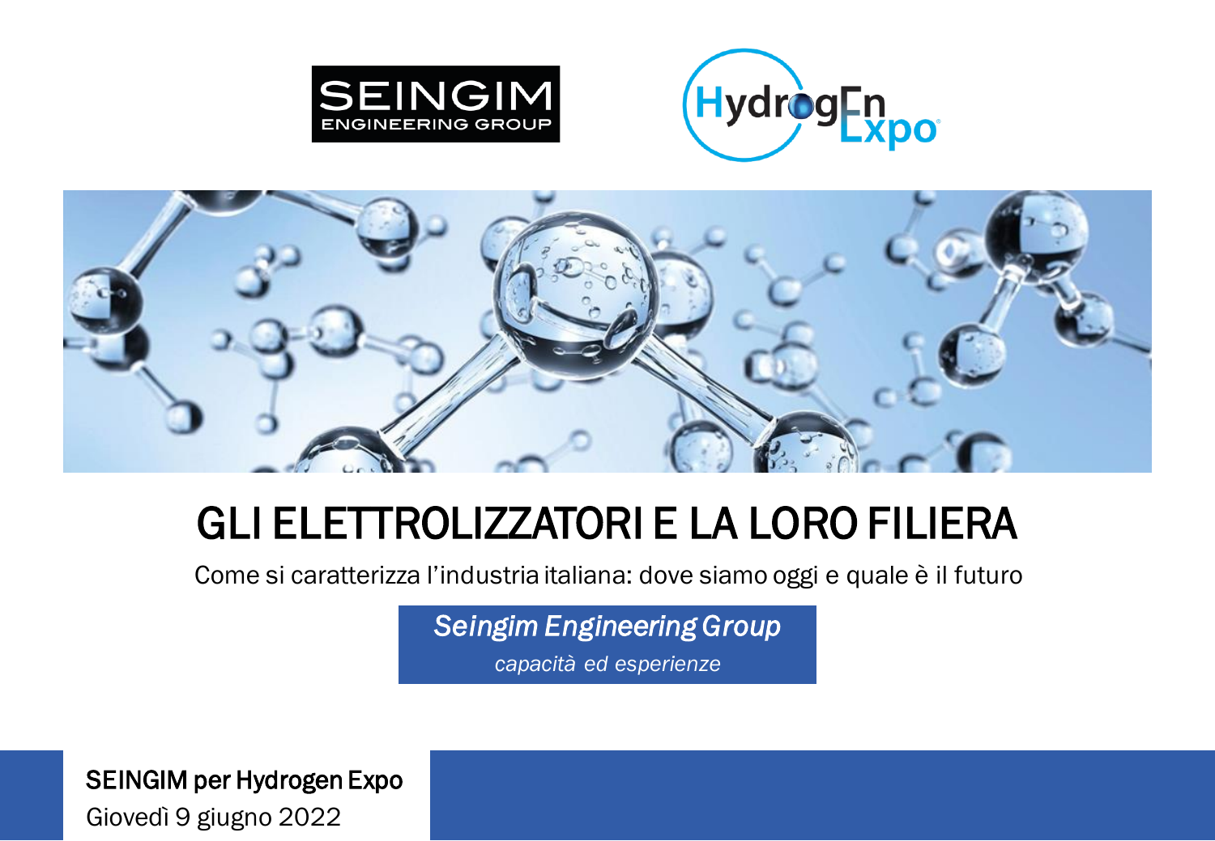# GLI ELETTROLIZZATORI E LA LORO FILIERA

Come si caratterizza l'industria italiana: dove siamo oggi e quale è il futuro

***Seingim Engineering Group***

*capacità ed esperienze*

SEINGIM per Hydrogen Expo

Giovedì 9 giugno 2022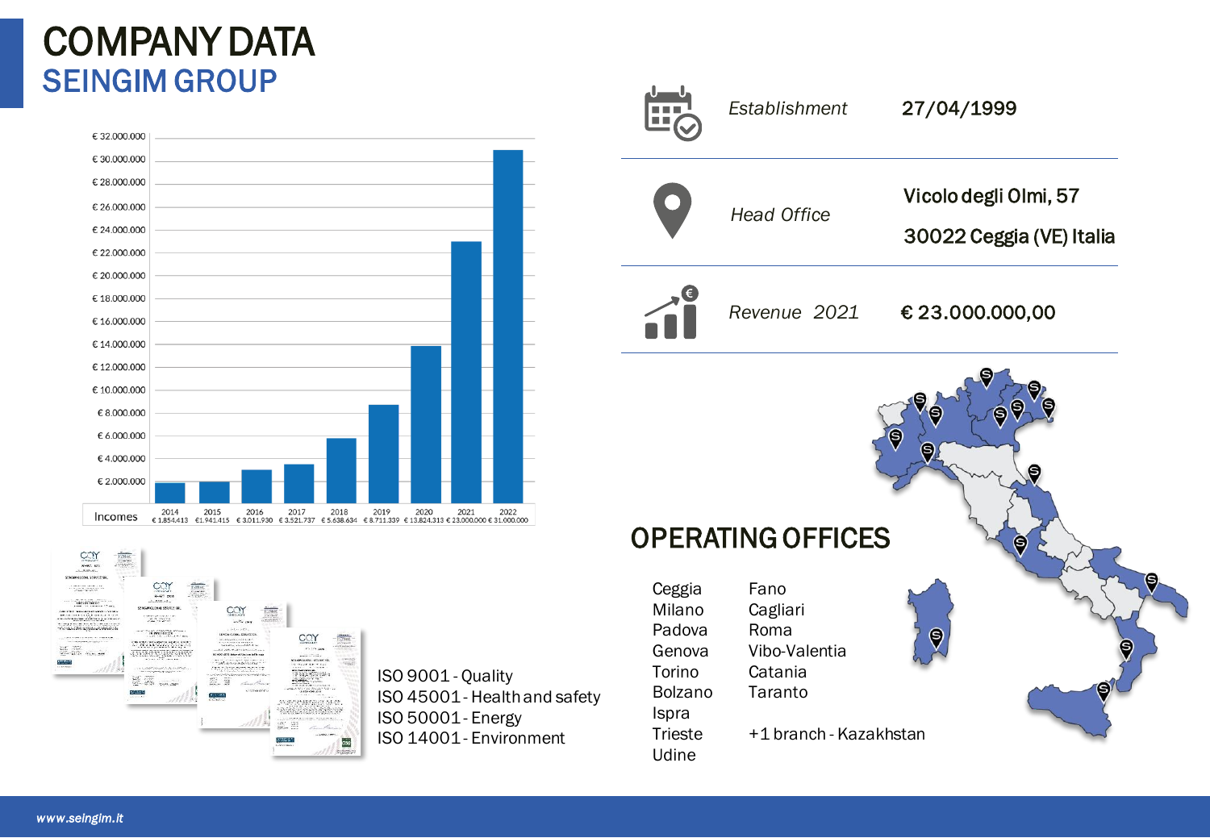# COMPANY DATA

## SEINGIM GROUP

| Incomes | 2014 | 2015 | 2016 | 2017 | 2018 | 2019 | 2020 | 2021 | 2022 |
|---|---|---|---|---|---|---|---|---|---|
| | € 1.854.413 | €1.941.415 | € 3.011.930 | € 3.521.737 | € 5.638.634 | € 8.711.339 | € 13.824.313 | € 23.000.000 | € 31.000.000 |

| | |
|---|---|
| *Establishment* | 27/04/1999 |
| *Head Office* | Vicolo degli Olmi, 57<br>30022 Ceggia (VE) Italia |
| *Revenue 2021* | € 23.000.000,00 |

ISO 9001 - Quality
ISO 45001 - Health and safety
ISO 50001 - Energy
ISO 14001 - Environment

## OPERATING OFFICES

- Ceggia
- Milano
- Padova
- Genova
- Torino
- Bolzano
- Ispra
- Trieste
- Udine
- Fano
- Cagliari
- Roma
- Vibo-Valentia
- Catania
- Taranto

+1 branch - Kazakhstan

www.seingim.it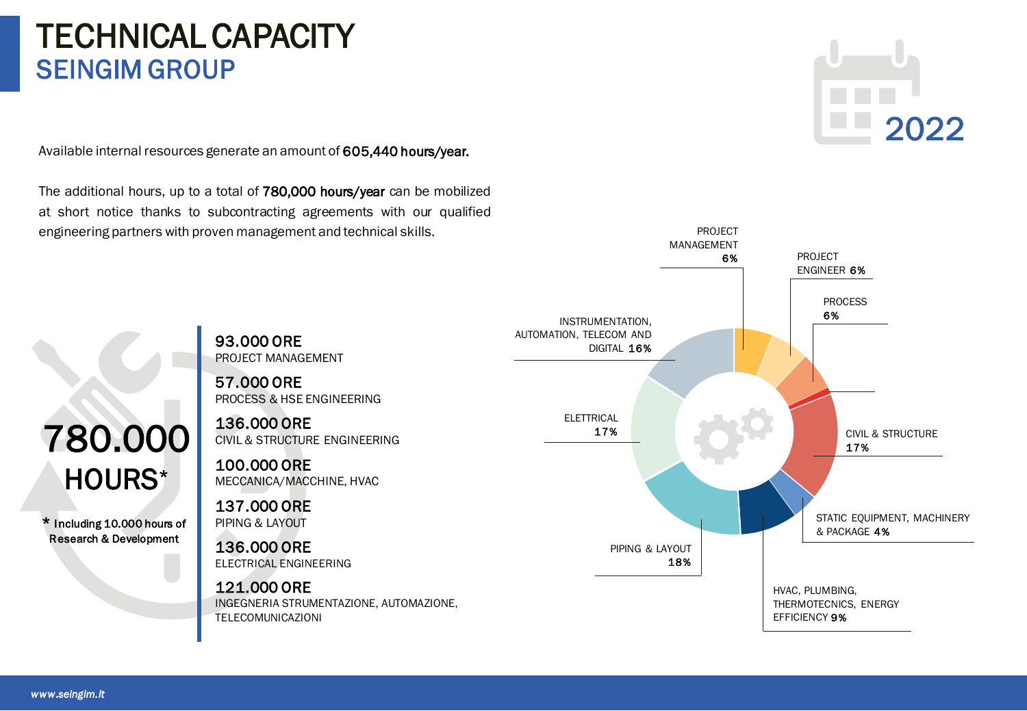# TECHNICAL CAPACITY

## SEINGIM GROUP

2022

Available internal resources generate an amount of **605,440 hours/year.**

The additional hours, up to a total of **780,000 hours/year** can be mobilized at short notice thanks to subcontracting agreements with our qualified engineering partners with proven management and technical skills.

**780.000 HOURS***

\* **Including 10.000 hours of Research & Development**

**93.000 ORE**
PROJECT MANAGEMENT

**57.000 ORE**
PROCESS & HSE ENGINEERING

**136.000 ORE**
CIVIL & STRUCTURE ENGINEERING

**100.000 ORE**
MECCANICA/MACCHINE, HVAC

**137.000 ORE**
PIPING & LAYOUT

**136.000 ORE**
ELECTRICAL ENGINEERING

**121.000 ORE**
INGEGNERIA STRUMENTAZIONE, AUTOMAZIONE, TELECOMUNICAZIONI

| Discipline | Share |
|---|---|
| PROJECT MANAGEMENT | 6% |
| PROJECT ENGINEER | 6% |
| PROCESS | 6% |
| CIVIL & STRUCTURE | 17% |
| STATIC EQUIPMENT, MACHINERY & PACKAGE | 4% |
| HVAC, PLUMBING, THERMOTECNICS, ENERGY EFFICIENCY | 9% |
| PIPING & LAYOUT | 18% |
| ELETTRICAL | 17% |
| INSTRUMENTATION, AUTOMATION, TELECOM AND DIGITAL | 16% |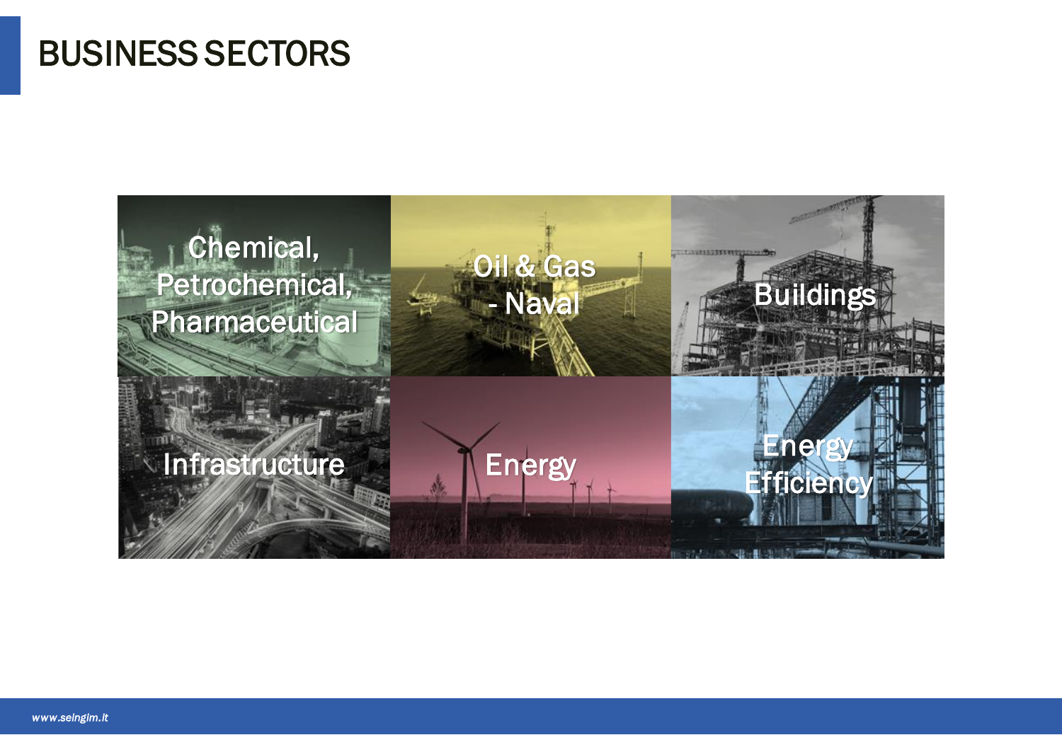# BUSINESS SECTORS

- Chemical, Petrochemical, Pharmaceutical
- Oil & Gas - Naval
- Buildings
- Infrastructure
- Energy
- Energy Efficiency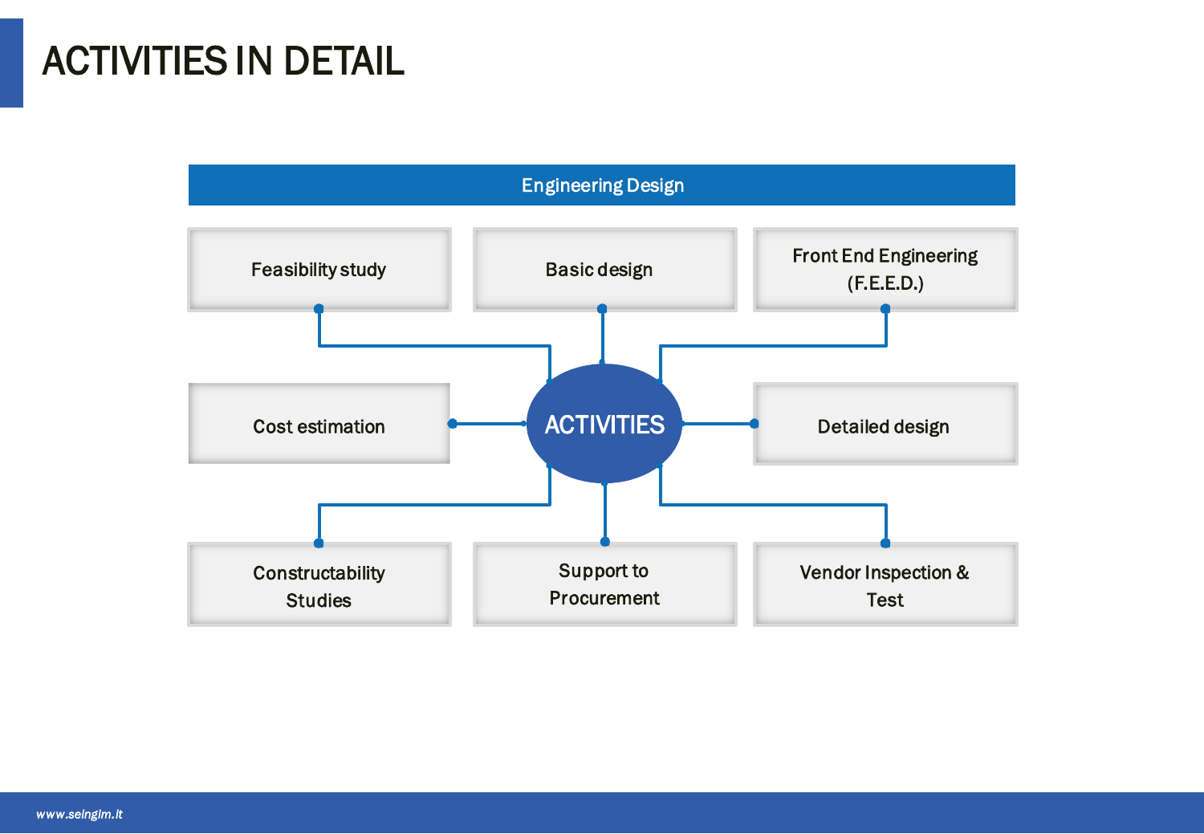# ACTIVITIES IN DETAIL

**Engineering Design**

**ACTIVITIES**

- Feasibility study
- Basic design
- Front End Engineering (F.E.E.D.)
- Cost estimation
- Detailed design
- Constructability Studies
- Support to Procurement
- Vendor Inspection & Test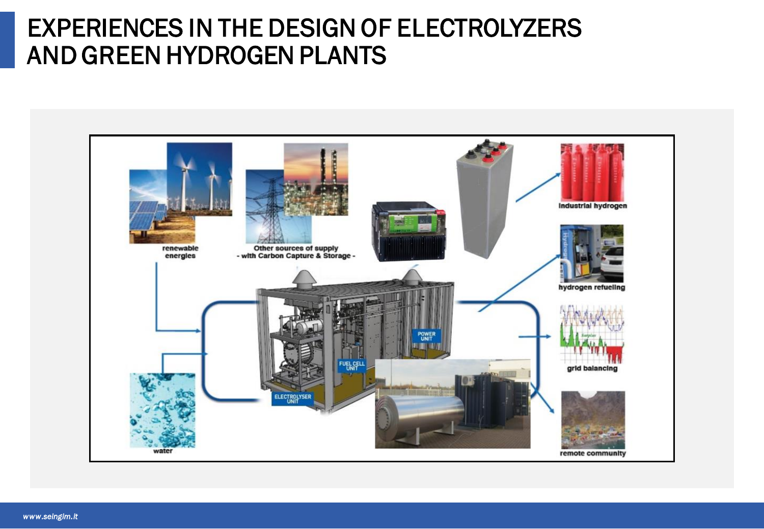# EXPERIENCES IN THE DESIGN OF ELECTROLYZERS AND GREEN HYDROGEN PLANTS

renewable energies

Other sources of supply - with Carbon Capture & Storage -

water

ELECTROLYSER UNIT

FUEL CELL UNIT

POWER UNIT

industrial hydrogen

hydrogen refueling

grid balancing

remote community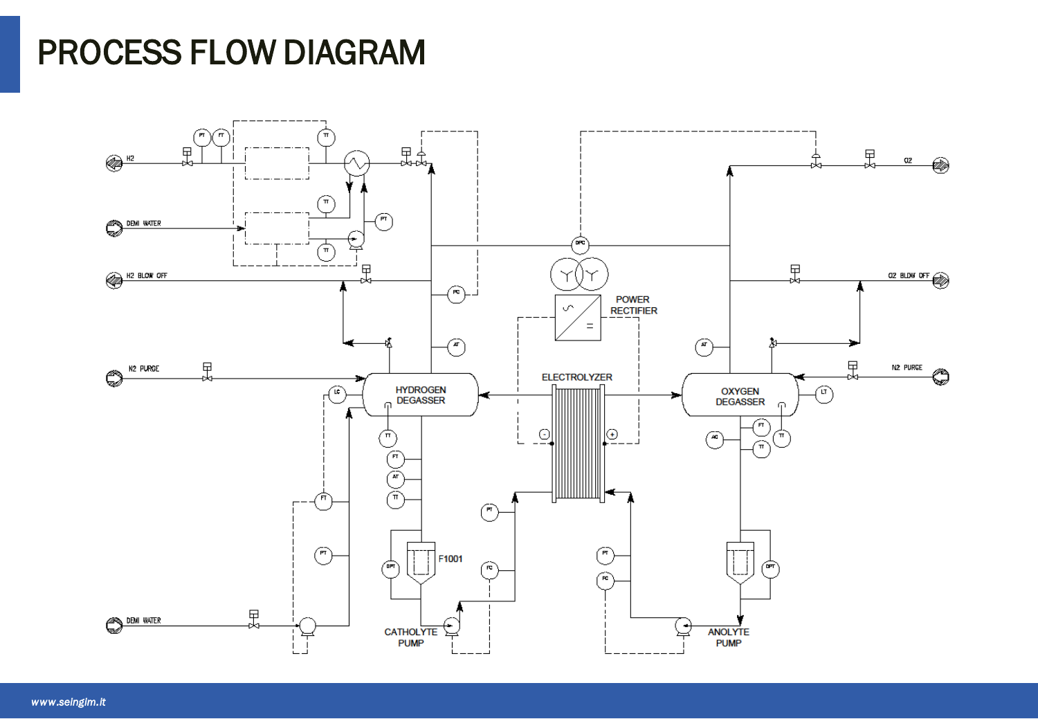# PROCESS FLOW DIAGRAM

H2

DEMI WATER

H2 BLOW OFF

N2 PURGE

DEMI WATER

O2

O2 BLOW OFF

N2 PURGE

POWER RECTIFIER

ELECTROLYZER

HYDROGEN DEGASSER

OXYGEN DEGASSER

F1001

CATHOLYTE PUMP

ANOLYTE PUMP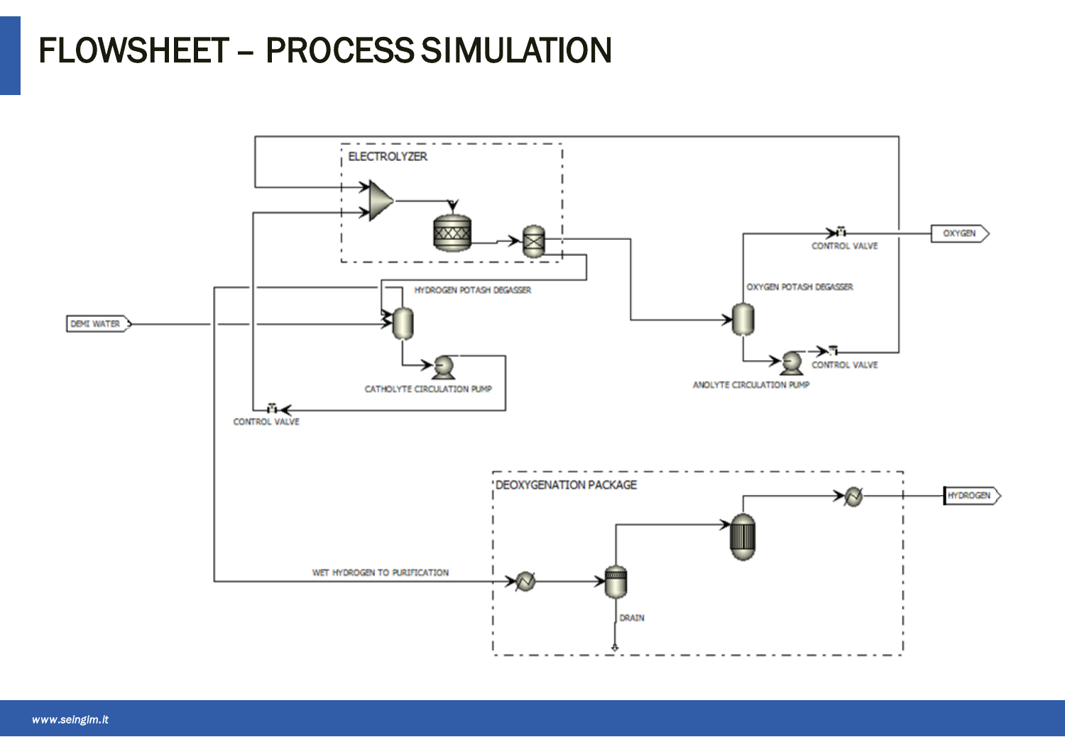# FLOWSHEET – PROCESS SIMULATION

ELECTROLYZER

DEMI WATER

HYDROGEN POTASH DEGASSER

CATHOLYTE CIRCULATION PUMP

CONTROL VALVE

OXYGEN POTASH DEGASSER

ANOLYTE CIRCULATION PUMP

CONTROL VALVE

CONTROL VALVE

OXYGEN

DEOXYGENATION PACKAGE

WET HYDROGEN TO PURIFICATION

DRAIN

HYDROGEN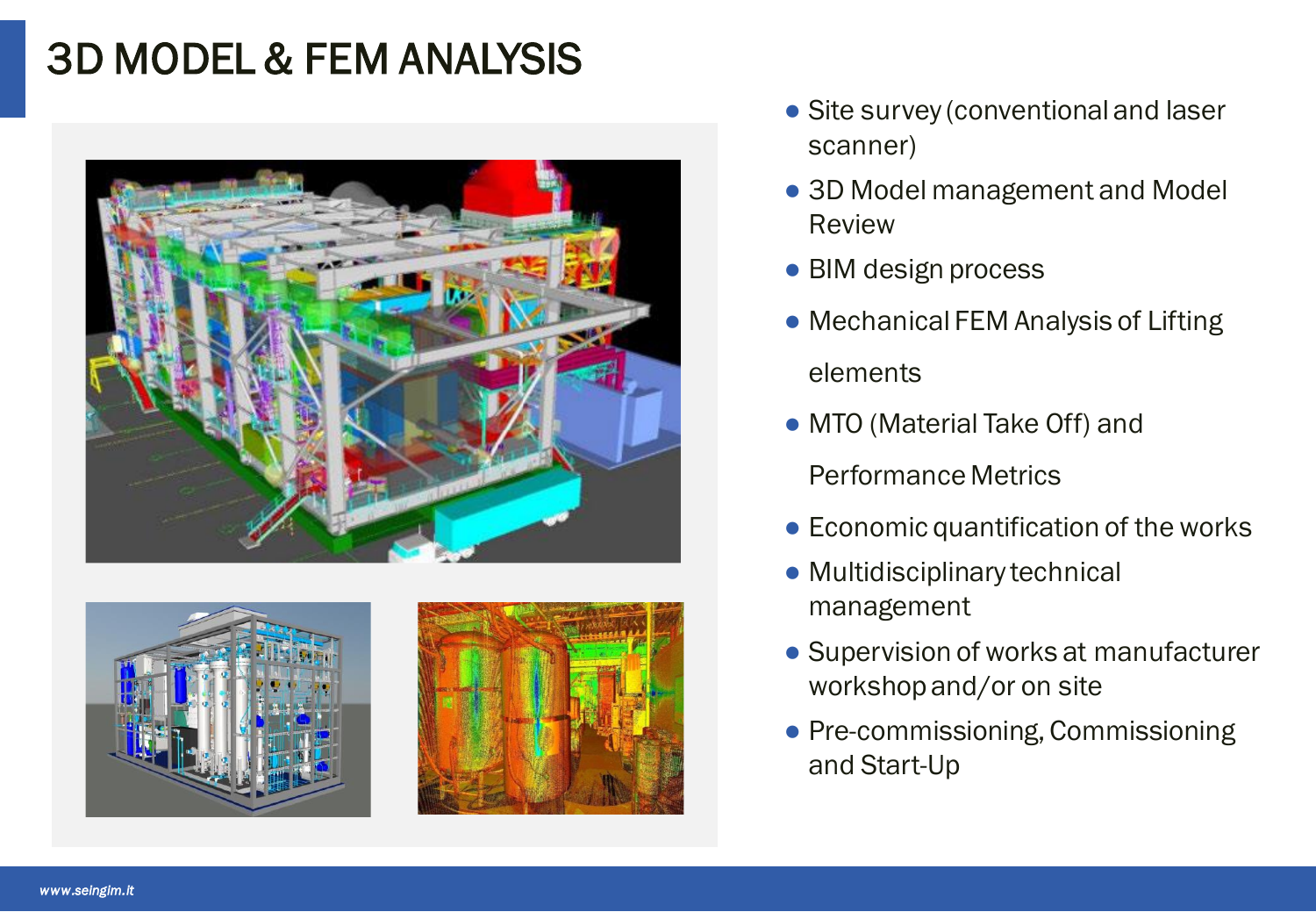# 3D MODEL & FEM ANALYSIS

- Site survey (conventional and laser scanner)
- 3D Model management and Model Review
- BIM design process
- Mechanical FEM Analysis of Lifting elements
- MTO (Material Take Off) and Performance Metrics
- Economic quantification of the works
- Multidisciplinary technical management
- Supervision of works at manufacturer workshop and/or on site
- Pre-commissioning, Commissioning and Start-Up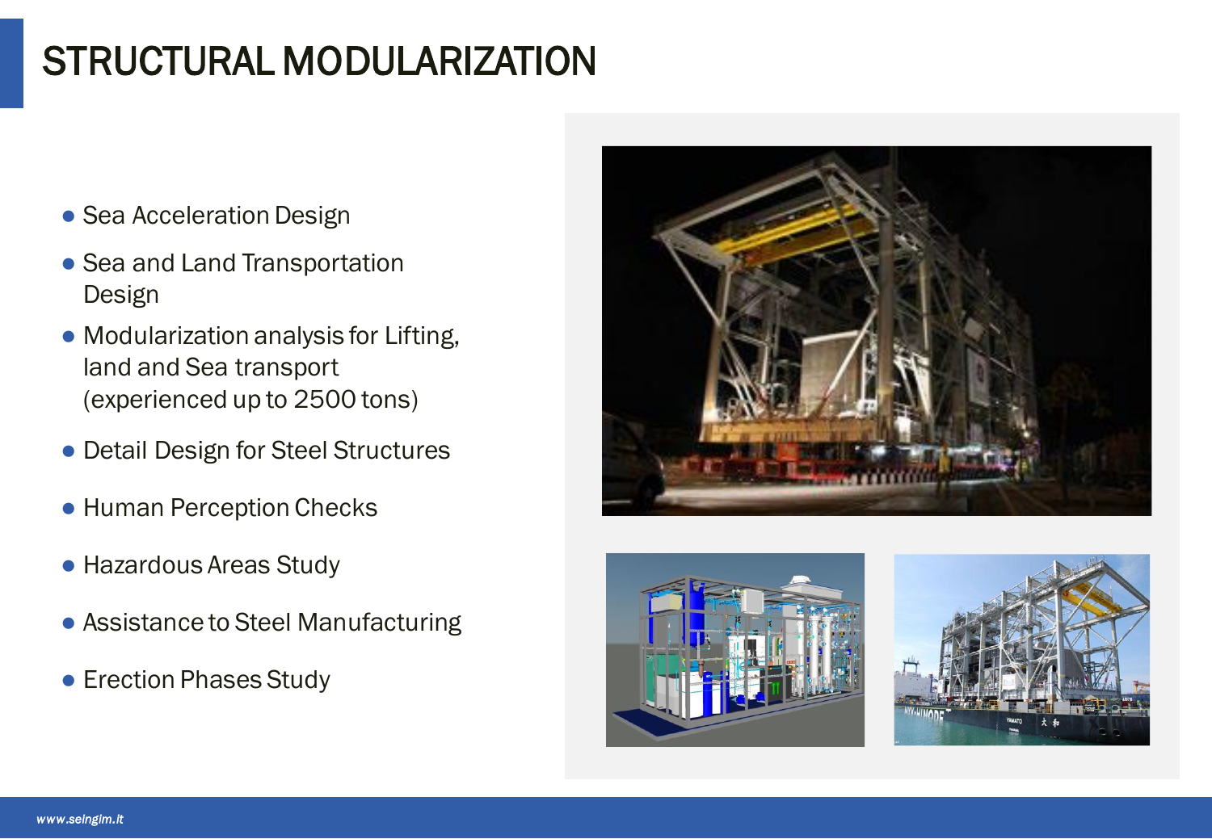# STRUCTURAL MODULARIZATION

- Sea Acceleration Design
- Sea and Land Transportation Design
- Modularization analysis for Lifting, land and Sea transport (experienced up to 2500 tons)
- Detail Design for Steel Structures
- Human Perception Checks
- Hazardous Areas Study
- Assistance to Steel Manufacturing
- Erection Phases Study